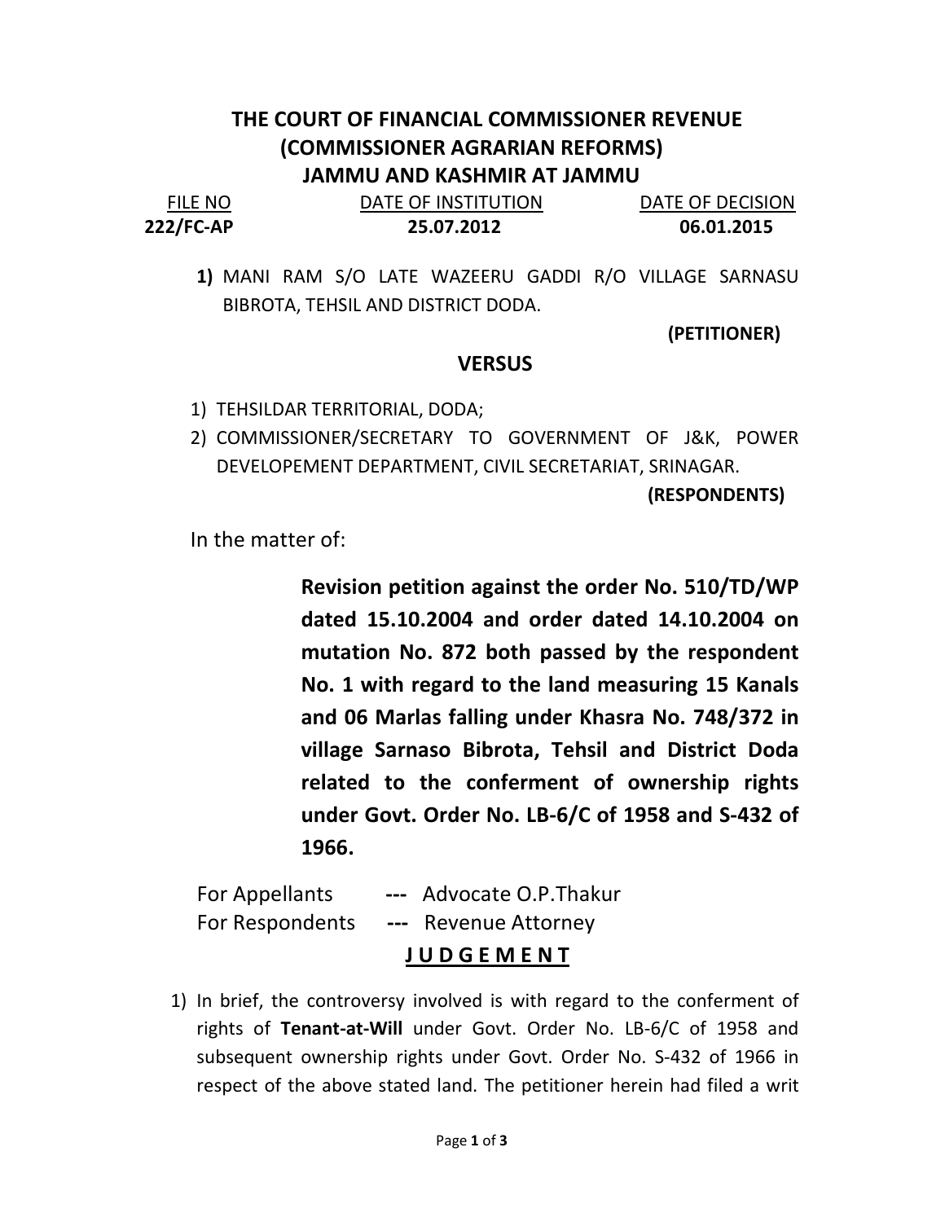# THE COURT OF FINANCIAL COMMISSIONER REVENUE (COMMISSIONER AGRARIAN REFORMS) JAMMU AND KASHMIR AT JAMMU

| FILE NO | DATE OF INSTITUTION | DATE OF DECISION |
| --- | --- | --- |
| **222/FC-AP** | **25.07.2012** | **06.01.2015** |

**1)** MANI RAM S/O LATE WAZEERU GADDI R/O VILLAGE SARNASU BIBROTA, TEHSIL AND DISTRICT DODA.

**(PETITIONER)**

## VERSUS

1) TEHSILDAR TERRITORIAL, DODA;
2) COMMISSIONER/SECRETARY TO GOVERNMENT OF J&K, POWER DEVELOPEMENT DEPARTMENT, CIVIL SECRETARIAT, SRINAGAR.

**(RESPONDENTS)**

In the matter of:

**Revision petition against the order No. 510/TD/WP dated 15.10.2004 and order dated 14.10.2004 on mutation No. 872 both passed by the respondent No. 1 with regard to the land measuring 15 Kanals and 06 Marlas falling under Khasra No. 748/372 in village Sarnaso Bibrota, Tehsil and District Doda related to the conferment of ownership rights under Govt. Order No. LB-6/C of 1958 and S-432 of 1966.**

For Appellants --- Advocate O.P.Thakur
For Respondents --- Revenue Attorney

## J U D G E M E N T

1) In brief, the controversy involved is with regard to the conferment of rights of **Tenant-at-Will** under Govt. Order No. LB-6/C of 1958 and subsequent ownership rights under Govt. Order No. S-432 of 1966 in respect of the above stated land. The petitioner herein had filed a writ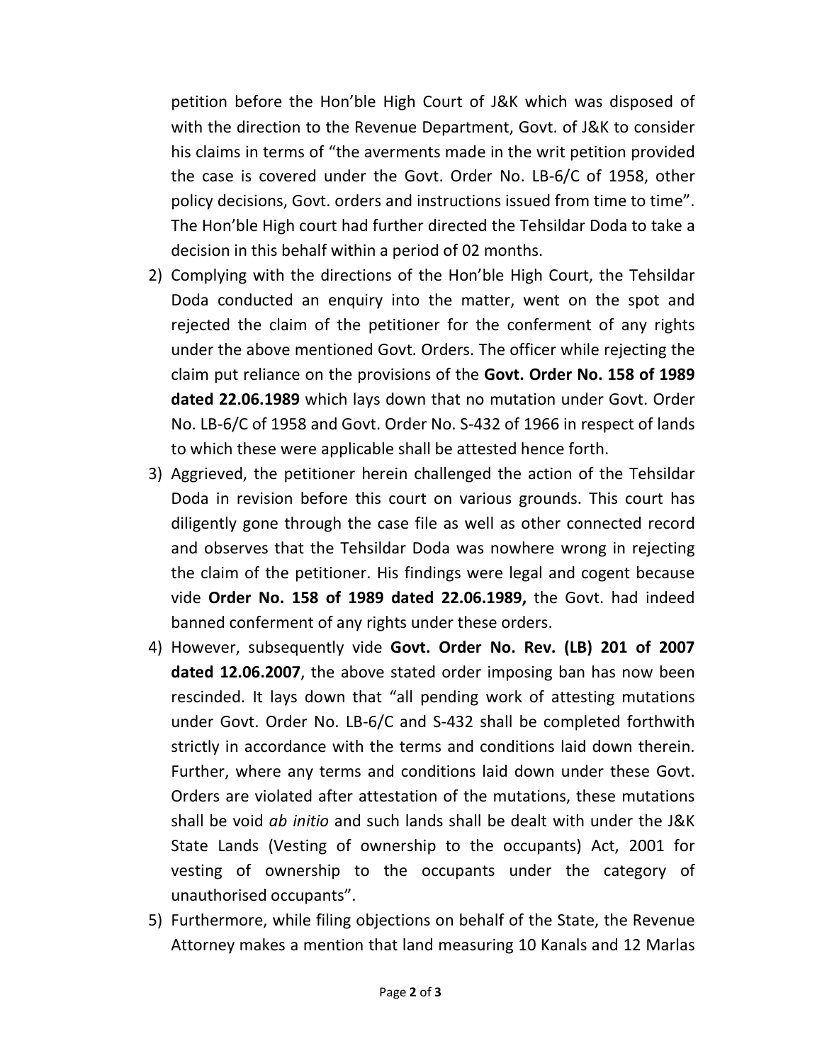petition before the Hon'ble High Court of J&K which was disposed of with the direction to the Revenue Department, Govt. of J&K to consider his claims in terms of "the averments made in the writ petition provided the case is covered under the Govt. Order No. LB-6/C of 1958, other policy decisions, Govt. orders and instructions issued from time to time". The Hon'ble High court had further directed the Tehsildar Doda to take a decision in this behalf within a period of 02 months.

2) Complying with the directions of the Hon'ble High Court, the Tehsildar Doda conducted an enquiry into the matter, went on the spot and rejected the claim of the petitioner for the conferment of any rights under the above mentioned Govt. Orders. The officer while rejecting the claim put reliance on the provisions of the **Govt. Order No. 158 of 1989 dated 22.06.1989** which lays down that no mutation under Govt. Order No. LB-6/C of 1958 and Govt. Order No. S-432 of 1966 in respect of lands to which these were applicable shall be attested hence forth.

3) Aggrieved, the petitioner herein challenged the action of the Tehsildar Doda in revision before this court on various grounds. This court has diligently gone through the case file as well as other connected record and observes that the Tehsildar Doda was nowhere wrong in rejecting the claim of the petitioner. His findings were legal and cogent because vide **Order No. 158 of 1989 dated 22.06.1989,** the Govt. had indeed banned conferment of any rights under these orders.

4) However, subsequently vide **Govt. Order No. Rev. (LB) 201 of 2007 dated 12.06.2007**, the above stated order imposing ban has now been rescinded. It lays down that "all pending work of attesting mutations under Govt. Order No. LB-6/C and S-432 shall be completed forthwith strictly in accordance with the terms and conditions laid down therein. Further, where any terms and conditions laid down under these Govt. Orders are violated after attestation of the mutations, these mutations shall be void *ab initio* and such lands shall be dealt with under the J&K State Lands (Vesting of ownership to the occupants) Act, 2001 for vesting of ownership to the occupants under the category of unauthorised occupants".

5) Furthermore, while filing objections on behalf of the State, the Revenue Attorney makes a mention that land measuring 10 Kanals and 12 Marlas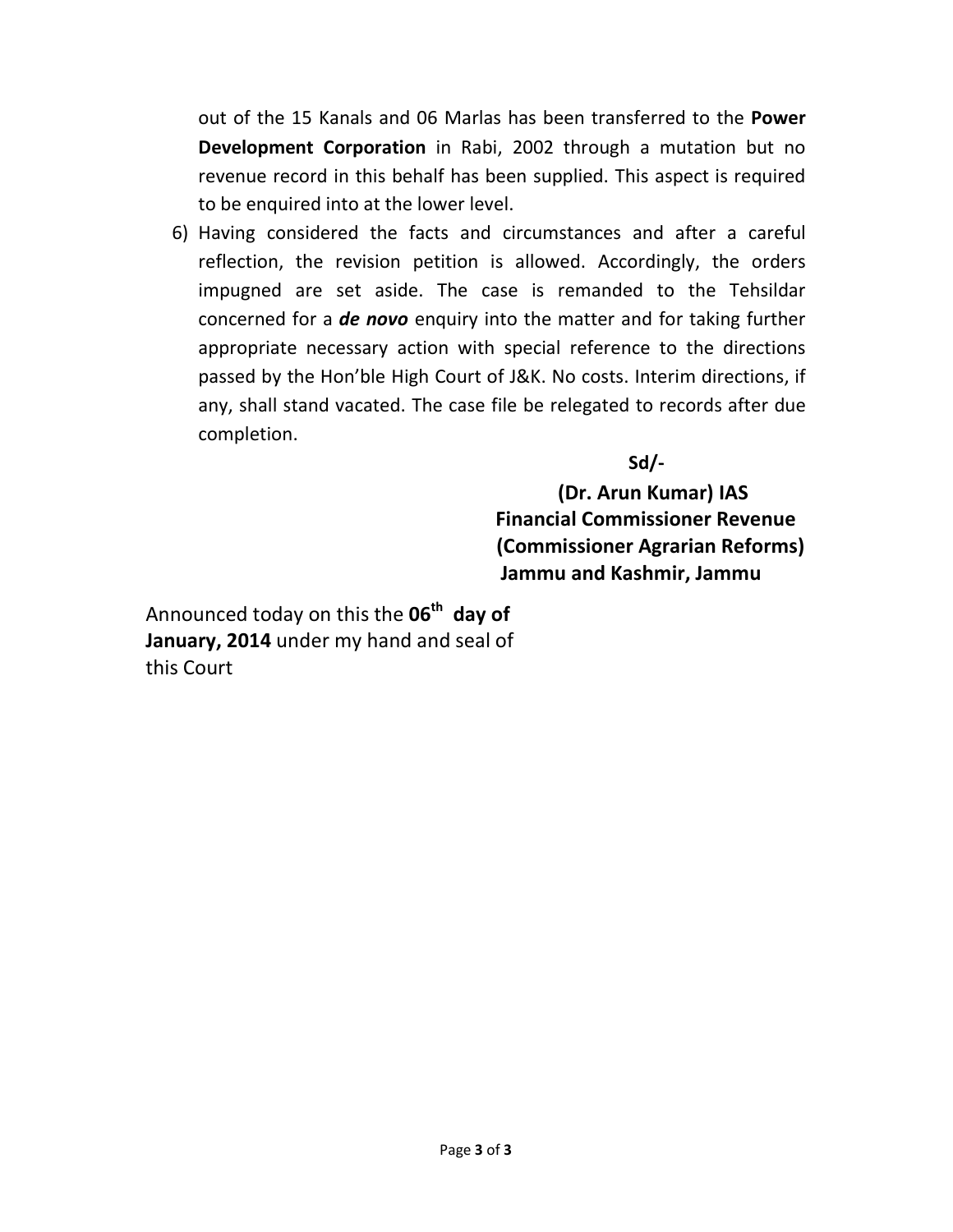out of the 15 Kanals and 06 Marlas has been transferred to the **Power Development Corporation** in Rabi, 2002 through a mutation but no revenue record in this behalf has been supplied. This aspect is required to be enquired into at the lower level.

6) Having considered the facts and circumstances and after a careful reflection, the revision petition is allowed. Accordingly, the orders impugned are set aside. The case is remanded to the Tehsildar concerned for a ***de novo*** enquiry into the matter and for taking further appropriate necessary action with special reference to the directions passed by the Hon'ble High Court of J&K. No costs. Interim directions, if any, shall stand vacated. The case file be relegated to records after due completion.

**Sd/-**

**(Dr. Arun Kumar) IAS**
**Financial Commissioner Revenue**
**(Commissioner Agrarian Reforms)**
**Jammu and Kashmir, Jammu**

Announced today on this the **06th day of January, 2014** under my hand and seal of this Court